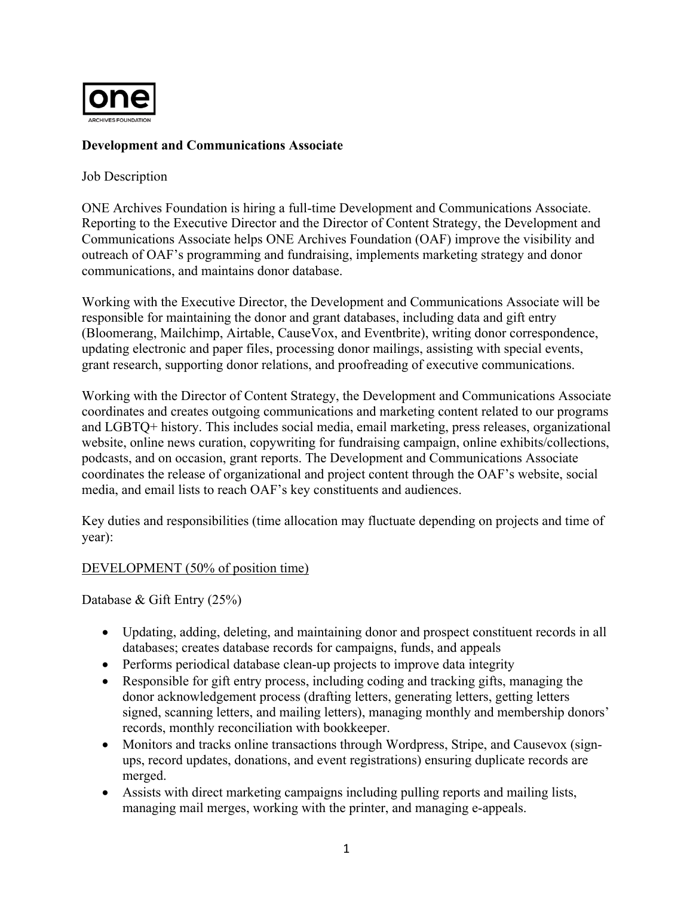**Development and Communications Associate**

Job Description

ONE Archives Foundation is hiring a full-time Development and Communications Associate. Reporting to the Executive Director and the Director of Content Strategy, the Development and Communications Associate helps ONE Archives Foundation (OAF) improve the visibility and outreach of OAF's programming and fundraising, implements marketing strategy and donor communications, and maintains donor database.

Working with the Executive Director, the Development and Communications Associate will be responsible for maintaining the donor and grant databases, including data and gift entry (Bloomerang, Mailchimp, Airtable, CauseVox, and Eventbrite), writing donor correspondence, updating electronic and paper files, processing donor mailings, assisting with special events, grant research, supporting donor relations, and proofreading of executive communications.

Working with the Director of Content Strategy, the Development and Communications Associate coordinates and creates outgoing communications and marketing content related to our programs and LGBTQ+ history. This includes social media, email marketing, press releases, organizational website, online news curation, copywriting for fundraising campaign, online exhibits/collections, podcasts, and on occasion, grant reports. The Development and Communications Associate coordinates the release of organizational and project content through the OAF's website, social media, and email lists to reach OAF's key constituents and audiences.

Key duties and responsibilities (time allocation may fluctuate depending on projects and time of year):

<u>DEVELOPMENT (50% of position time)</u>

Database & Gift Entry (25%)

- Updating, adding, deleting, and maintaining donor and prospect constituent records in all databases; creates database records for campaigns, funds, and appeals
- Performs periodical database clean-up projects to improve data integrity
- Responsible for gift entry process, including coding and tracking gifts, managing the donor acknowledgement process (drafting letters, generating letters, getting letters signed, scanning letters, and mailing letters), managing monthly and membership donors' records, monthly reconciliation with bookkeeper.
- Monitors and tracks online transactions through Wordpress, Stripe, and Causevox (sign-ups, record updates, donations, and event registrations) ensuring duplicate records are merged.
- Assists with direct marketing campaigns including pulling reports and mailing lists, managing mail merges, working with the printer, and managing e-appeals.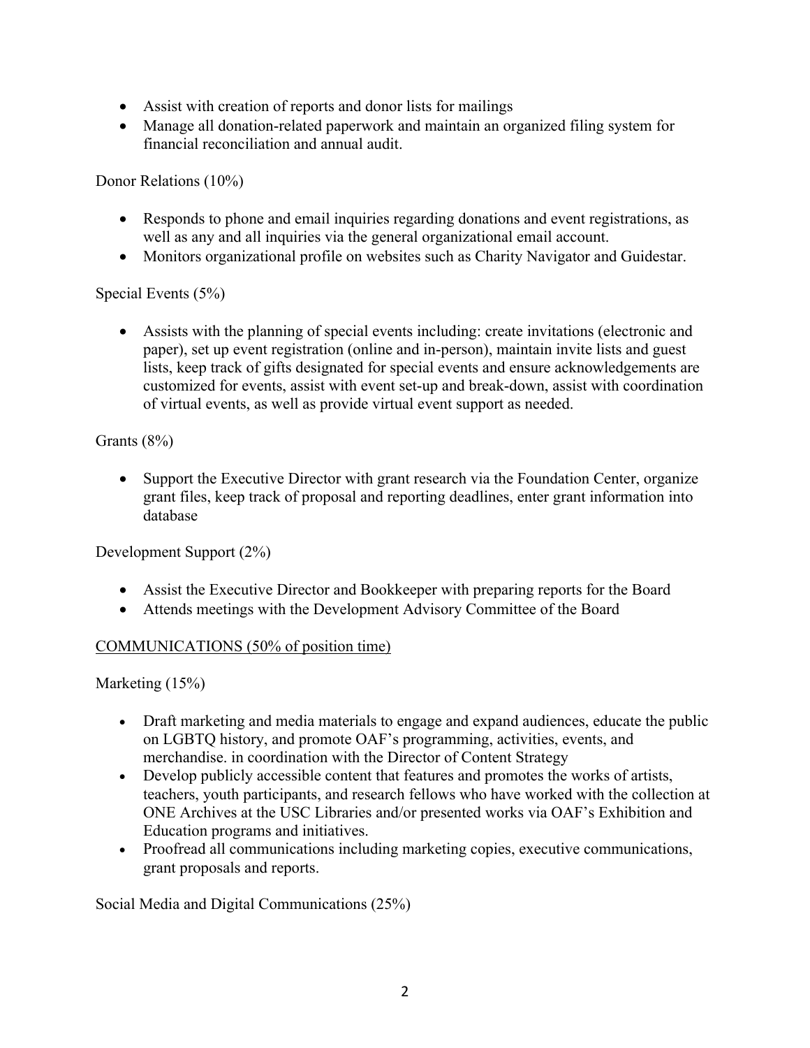- Assist with creation of reports and donor lists for mailings
- Manage all donation-related paperwork and maintain an organized filing system for financial reconciliation and annual audit.

Donor Relations (10%)

- Responds to phone and email inquiries regarding donations and event registrations, as well as any and all inquiries via the general organizational email account.
- Monitors organizational profile on websites such as Charity Navigator and Guidestar.

Special Events (5%)

- Assists with the planning of special events including: create invitations (electronic and paper), set up event registration (online and in-person), maintain invite lists and guest lists, keep track of gifts designated for special events and ensure acknowledgements are customized for events, assist with event set-up and break-down, assist with coordination of virtual events, as well as provide virtual event support as needed.

Grants (8%)

- Support the Executive Director with grant research via the Foundation Center, organize grant files, keep track of proposal and reporting deadlines, enter grant information into database

Development Support (2%)

- Assist the Executive Director and Bookkeeper with preparing reports for the Board
- Attends meetings with the Development Advisory Committee of the Board

<u>COMMUNICATIONS (50% of position time)</u>

Marketing (15%)

- Draft marketing and media materials to engage and expand audiences, educate the public on LGBTQ history, and promote OAF's programming, activities, events, and merchandise. in coordination with the Director of Content Strategy
- Develop publicly accessible content that features and promotes the works of artists, teachers, youth participants, and research fellows who have worked with the collection at ONE Archives at the USC Libraries and/or presented works via OAF's Exhibition and Education programs and initiatives.
- Proofread all communications including marketing copies, executive communications, grant proposals and reports.

Social Media and Digital Communications (25%)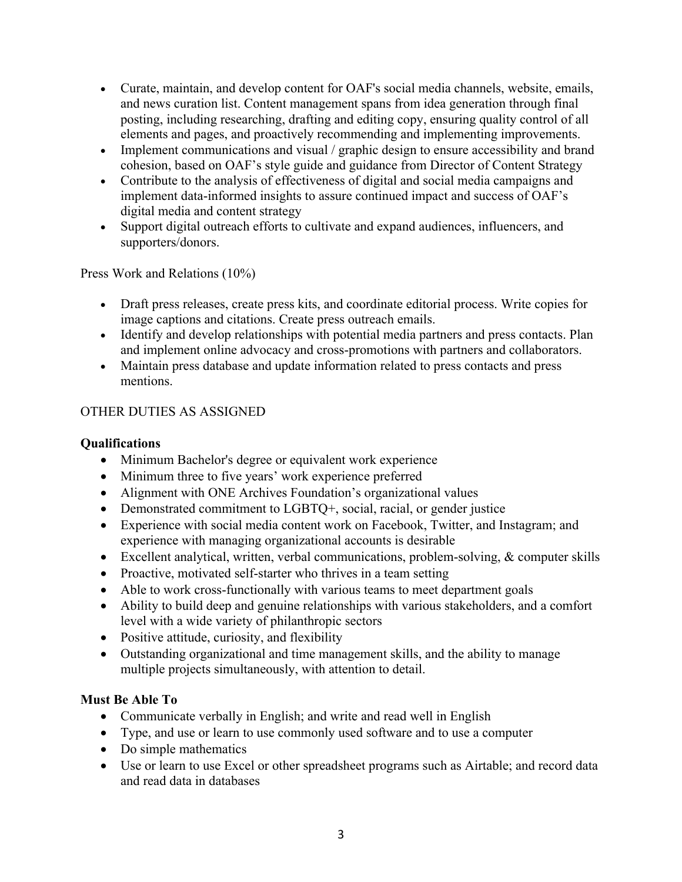- Curate, maintain, and develop content for OAF's social media channels, website, emails, and news curation list. Content management spans from idea generation through final posting, including researching, drafting and editing copy, ensuring quality control of all elements and pages, and proactively recommending and implementing improvements.
- Implement communications and visual / graphic design to ensure accessibility and brand cohesion, based on OAF's style guide and guidance from Director of Content Strategy
- Contribute to the analysis of effectiveness of digital and social media campaigns and implement data-informed insights to assure continued impact and success of OAF's digital media and content strategy
- Support digital outreach efforts to cultivate and expand audiences, influencers, and supporters/donors.

Press Work and Relations (10%)

- Draft press releases, create press kits, and coordinate editorial process. Write copies for image captions and citations. Create press outreach emails.
- Identify and develop relationships with potential media partners and press contacts. Plan and implement online advocacy and cross-promotions with partners and collaborators.
- Maintain press database and update information related to press contacts and press mentions.

OTHER DUTIES AS ASSIGNED

**Qualifications**

- Minimum Bachelor's degree or equivalent work experience
- Minimum three to five years' work experience preferred
- Alignment with ONE Archives Foundation's organizational values
- Demonstrated commitment to LGBTQ+, social, racial, or gender justice
- Experience with social media content work on Facebook, Twitter, and Instagram; and experience with managing organizational accounts is desirable
- Excellent analytical, written, verbal communications, problem-solving, & computer skills
- Proactive, motivated self-starter who thrives in a team setting
- Able to work cross-functionally with various teams to meet department goals
- Ability to build deep and genuine relationships with various stakeholders, and a comfort level with a wide variety of philanthropic sectors
- Positive attitude, curiosity, and flexibility
- Outstanding organizational and time management skills, and the ability to manage multiple projects simultaneously, with attention to detail.

**Must Be Able To**

- Communicate verbally in English; and write and read well in English
- Type, and use or learn to use commonly used software and to use a computer
- Do simple mathematics
- Use or learn to use Excel or other spreadsheet programs such as Airtable; and record data and read data in databases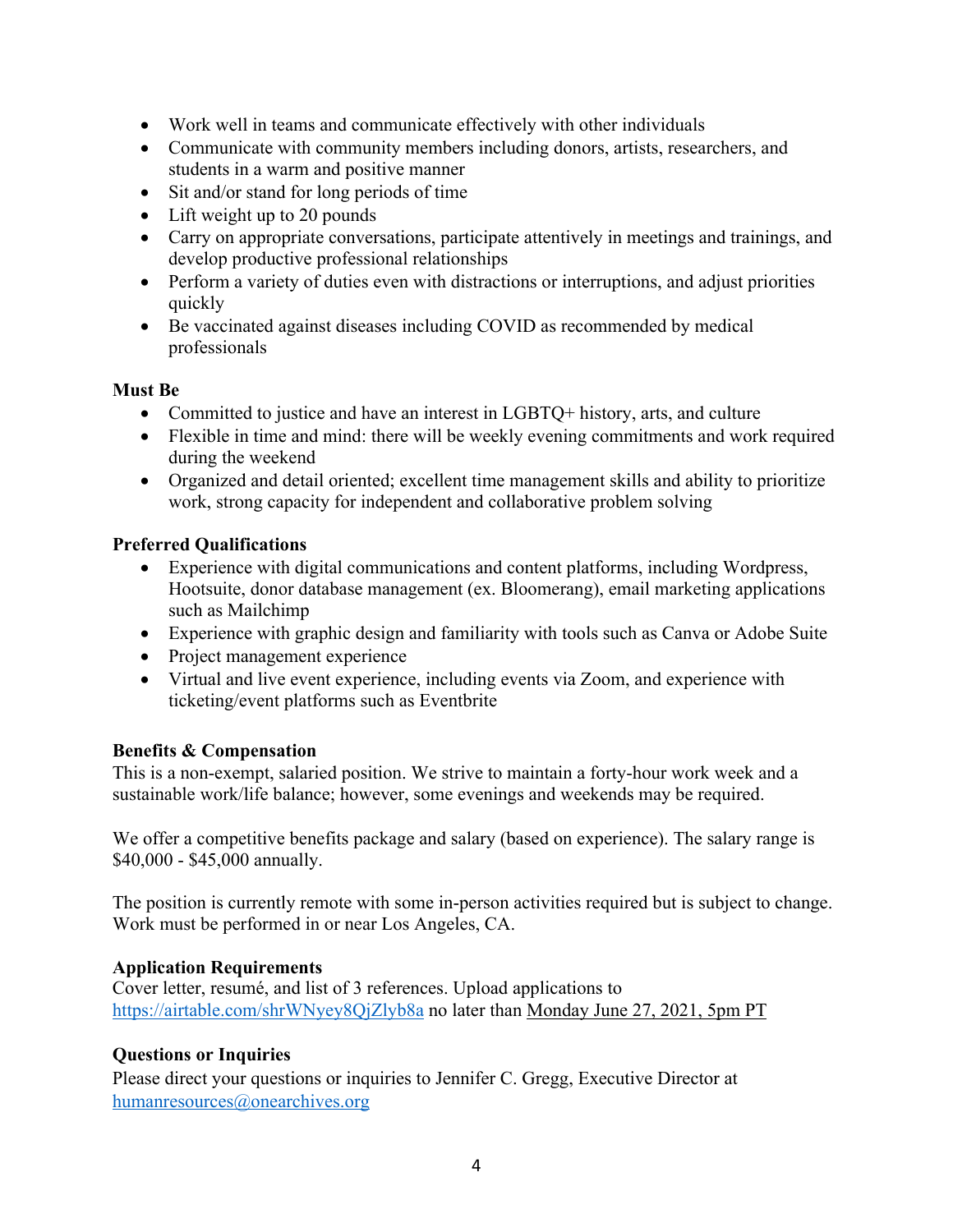- Work well in teams and communicate effectively with other individuals
- Communicate with community members including donors, artists, researchers, and students in a warm and positive manner
- Sit and/or stand for long periods of time
- Lift weight up to 20 pounds
- Carry on appropriate conversations, participate attentively in meetings and trainings, and develop productive professional relationships
- Perform a variety of duties even with distractions or interruptions, and adjust priorities quickly
- Be vaccinated against diseases including COVID as recommended by medical professionals

**Must Be**

- Committed to justice and have an interest in LGBTQ+ history, arts, and culture
- Flexible in time and mind: there will be weekly evening commitments and work required during the weekend
- Organized and detail oriented; excellent time management skills and ability to prioritize work, strong capacity for independent and collaborative problem solving

**Preferred Qualifications**

- Experience with digital communications and content platforms, including Wordpress, Hootsuite, donor database management (ex. Bloomerang), email marketing applications such as Mailchimp
- Experience with graphic design and familiarity with tools such as Canva or Adobe Suite
- Project management experience
- Virtual and live event experience, including events via Zoom, and experience with ticketing/event platforms such as Eventbrite

**Benefits & Compensation**

This is a non-exempt, salaried position. We strive to maintain a forty-hour work week and a sustainable work/life balance; however, some evenings and weekends may be required.

We offer a competitive benefits package and salary (based on experience). The salary range is $40,000 - $45,000 annually.

The position is currently remote with some in-person activities required but is subject to change. Work must be performed in or near Los Angeles, CA.

**Application Requirements**

Cover letter, resumé, and list of 3 references. Upload applications to https://airtable.com/shrWNyey8QjZlyb8a no later than Monday June 27, 2021, 5pm PT

**Questions or Inquiries**

Please direct your questions or inquiries to Jennifer C. Gregg, Executive Director at humanresources@onearchives.org